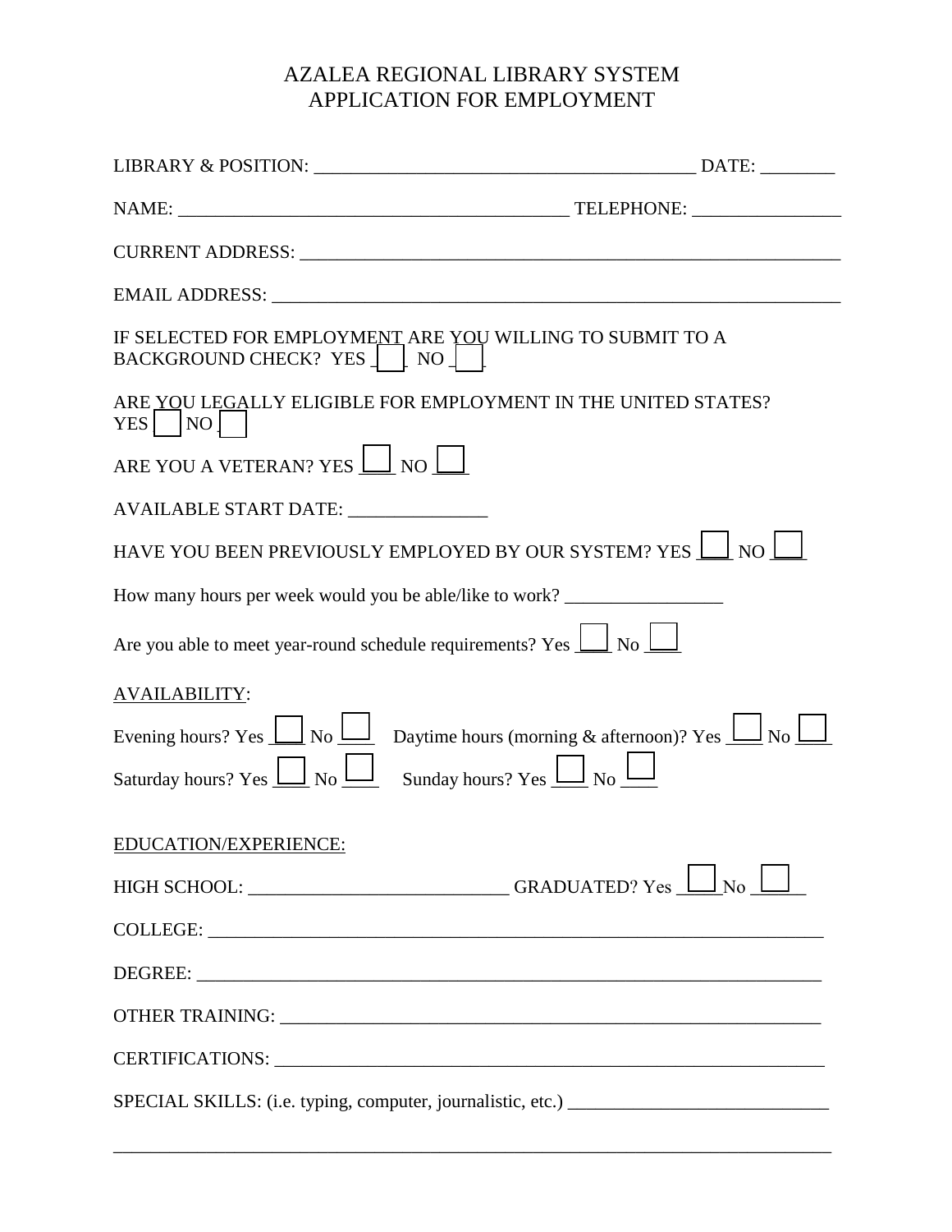# AZALEA REGIONAL LIBRARY SYSTEM
## APPLICATION FOR EMPLOYMENT

LIBRARY & POSITION: ________________________________________ DATE: ________

NAME: ________________________________________ TELEPHONE: ________________

CURRENT ADDRESS: ____________________________________________________________

EMAIL ADDRESS: ______________________________________________________________

IF SELECTED FOR EMPLOYMENT ARE YOU WILLING TO SUBMIT TO A BACKGROUND CHECK? YES ☐ NO ☐

ARE YOU LEGALLY ELIGIBLE FOR EMPLOYMENT IN THE UNITED STATES? YES ☐ NO ☐

ARE YOU A VETERAN? YES ☐ NO ☐

AVAILABLE START DATE: _______________

HAVE YOU BEEN PREVIOUSLY EMPLOYED BY OUR SYSTEM? YES ☐ NO ☐

How many hours per week would you be able/like to work? _________________

Are you able to meet year-round schedule requirements? Yes ☐ No ☐

AVAILABILITY:

Evening hours? Yes ☐ No ☐ Daytime hours (morning & afternoon)? Yes ☐ No ☐

Saturday hours? Yes ☐ No ☐ Sunday hours? Yes ☐ No ☐

EDUCATION/EXPERIENCE:

HIGH SCHOOL: ____________________________ GRADUATED? Yes ☐ No ☐

COLLEGE: ____________________________________________________________________

DEGREE: _____________________________________________________________________

OTHER TRAINING: _____________________________________________________________

CERTIFICATIONS: _____________________________________________________________

SPECIAL SKILLS: (i.e. typing, computer, journalistic, etc.) ____________________________

_______________________________________________________________________________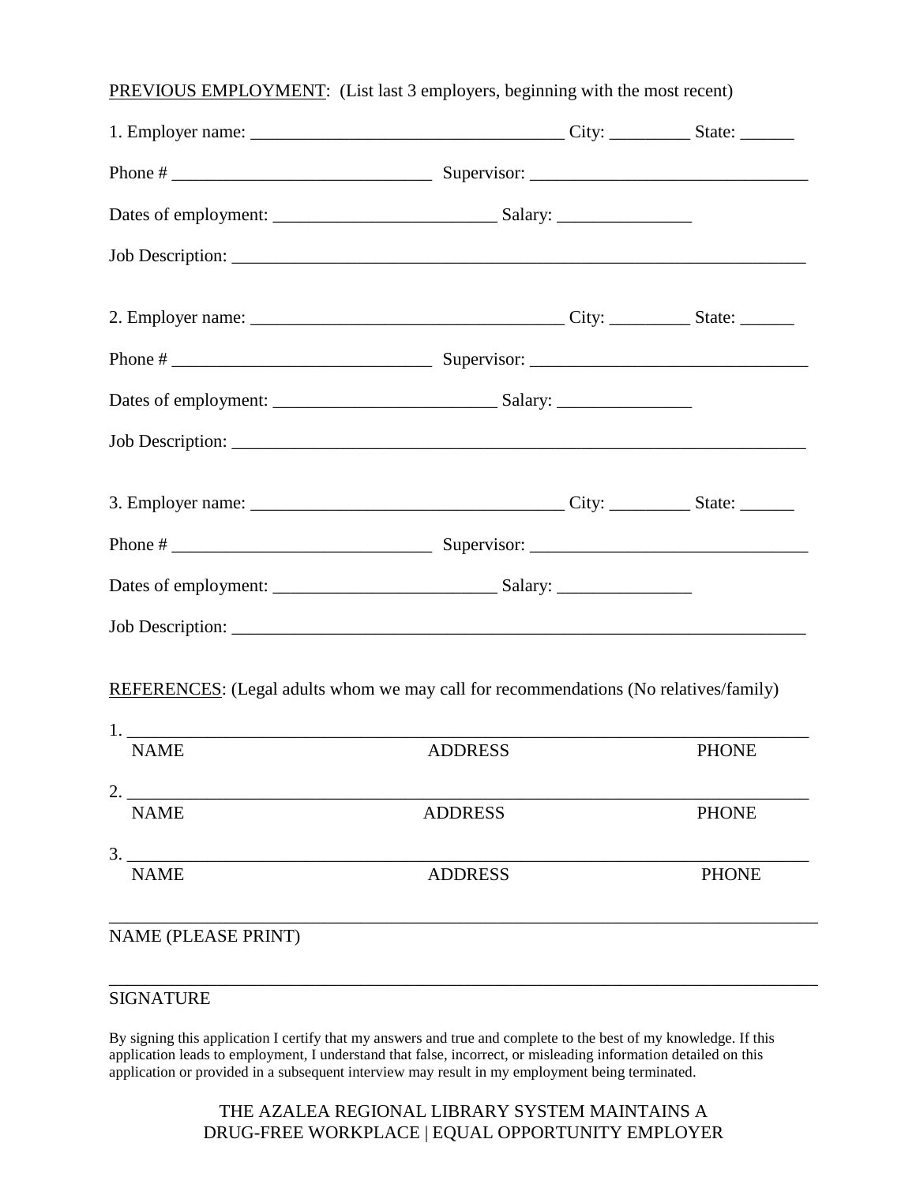<u>PREVIOUS EMPLOYMENT</u>: (List last 3 employers, beginning with the most recent)

1. Employer name: ___________________________________ City: _________ State: ______

Phone # _____________________________ Supervisor: _______________________________

Dates of employment: _________________________ Salary: _______________

Job Description: _________________________________________________________________

2. Employer name: ___________________________________ City: _________ State: ______

Phone # _____________________________ Supervisor: _______________________________

Dates of employment: _________________________ Salary: _______________

Job Description: _________________________________________________________________

3. Employer name: ___________________________________ City: _________ State: ______

Phone # _____________________________ Supervisor: _______________________________

Dates of employment: _________________________ Salary: _______________

Job Description: _________________________________________________________________

<u>REFERENCES</u>: (Legal adults whom we may call for recommendations (No relatives/family)

1. ________________________________________________________________________
NAME ADDRESS PHONE

2. ________________________________________________________________________
NAME ADDRESS PHONE

3. ________________________________________________________________________
NAME ADDRESS PHONE

___________________________________________________________________________
NAME (PLEASE PRINT)

___________________________________________________________________________
SIGNATURE

By signing this application I certify that my answers and true and complete to the best of my knowledge. If this application leads to employment, I understand that false, incorrect, or misleading information detailed on this application or provided in a subsequent interview may result in my employment being terminated.

THE AZALEA REGIONAL LIBRARY SYSTEM MAINTAINS A
DRUG-FREE WORKPLACE | EQUAL OPPORTUNITY EMPLOYER